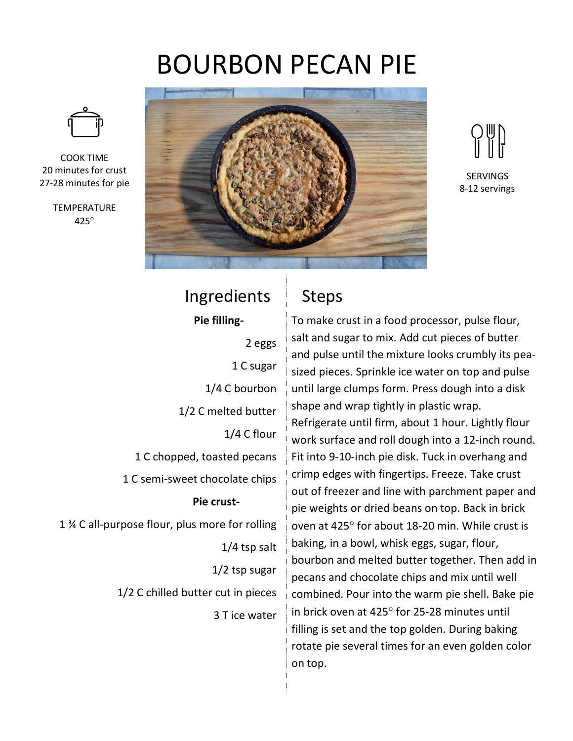# BOURBON PECAN PIE

COOK TIME
20 minutes for crust
27-28 minutes for pie

TEMPERATURE
425°

SERVINGS
8-12 servings

## Ingredients

**Pie filling-**

- 2 eggs
- 1 C sugar
- 1/4 C bourbon
- 1/2 C melted butter
- 1/4 C flour
- 1 C chopped, toasted pecans
- 1 C semi-sweet chocolate chips

**Pie crust-**

- 1 ¾ C all-purpose flour, plus more for rolling
- 1/4 tsp salt
- 1/2 tsp sugar
- 1/2 C chilled butter cut in pieces
- 3 T ice water

## Steps

To make crust in a food processor, pulse flour, salt and sugar to mix. Add cut pieces of butter and pulse until the mixture looks crumbly its pea-sized pieces. Sprinkle ice water on top and pulse until large clumps form. Press dough into a disk shape and wrap tightly in plastic wrap. Refrigerate until firm, about 1 hour. Lightly flour work surface and roll dough into a 12-inch round. Fit into 9-10-inch pie disk. Tuck in overhang and crimp edges with fingertips. Freeze. Take crust out of freezer and line with parchment paper and pie weights or dried beans on top. Back in brick oven at 425° for about 18-20 min. While crust is baking, in a bowl, whisk eggs, sugar, flour, bourbon and melted butter together. Then add in pecans and chocolate chips and mix until well combined. Pour into the warm pie shell. Bake pie in brick oven at 425° for 25-28 minutes until filling is set and the top golden. During baking rotate pie several times for an even golden color on top.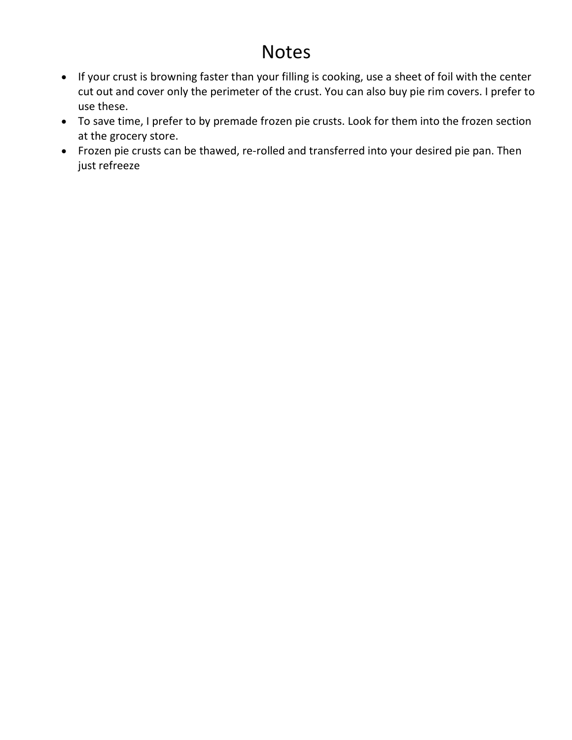# Notes

- If your crust is browning faster than your filling is cooking, use a sheet of foil with the center cut out and cover only the perimeter of the crust. You can also buy pie rim covers. I prefer to use these.
- To save time, I prefer to by premade frozen pie crusts. Look for them into the frozen section at the grocery store.
- Frozen pie crusts can be thawed, re-rolled and transferred into your desired pie pan. Then just refreeze